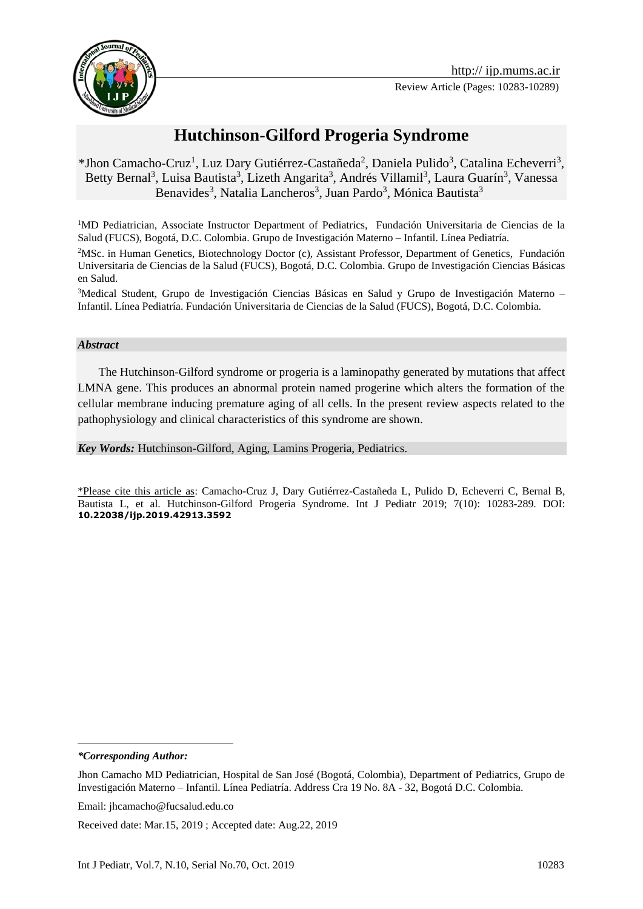# Hutchinson-Gilford Progeria Syndrome

*Jhon Camacho-Cruz[1], Luz Dary Gutiérrez-Castañeda[2], Daniela Pulido[3], Catalina Echeverri[3], Betty Bernal[3], Luisa Bautista[3], Lizeth Angarita[3], Andrés Villamil[3], Laura Guarín[3], Vanessa Benavides[3], Natalia Lancheros[3], Juan Pardo[3], Mónica Bautista[3]

[1]MD Pediatrician, Associate Instructor Department of Pediatrics, Fundación Universitaria de Ciencias de la Salud (FUCS), Bogotá, D.C. Colombia. Grupo de Investigación Materno – Infantil. Línea Pediatría.

[2]MSc. in Human Genetics, Biotechnology Doctor (c), Assistant Professor, Department of Genetics, Fundación Universitaria de Ciencias de la Salud (FUCS), Bogotá, D.C. Colombia. Grupo de Investigación Ciencias Básicas en Salud.

[3]Medical Student, Grupo de Investigación Ciencias Básicas en Salud y Grupo de Investigación Materno – Infantil. Línea Pediatría. Fundación Universitaria de Ciencias de la Salud (FUCS), Bogotá, D.C. Colombia.

### *Abstract*

The Hutchinson-Gilford syndrome or progeria is a laminopathy generated by mutations that affect LMNA gene. This produces an abnormal protein named progerine which alters the formation of the cellular membrane inducing premature aging of all cells. In the present review aspects related to the pathophysiology and clinical characteristics of this syndrome are shown.

***Key Words:*** Hutchinson-Gilford, Aging, Lamins Progeria, Pediatrics.

*Please cite this article as: Camacho-Cruz J, Dary Gutiérrez-Castañeda L, Pulido D, Echeverri C, Bernal B, Bautista L, et al. Hutchinson-Gilford Progeria Syndrome. Int J Pediatr 2019; 7(10): 10283-289. DOI: **10.22038/ijp.2019.42913.3592**

***Corresponding Author:***

Jhon Camacho MD Pediatrician, Hospital de San José (Bogotá, Colombia), Department of Pediatrics, Grupo de Investigación Materno – Infantil. Línea Pediatría. Address Cra 19 No. 8A - 32, Bogotá D.C. Colombia.

Email: jhcamacho@fucsalud.edu.co

Received date: Mar.15, 2019 ; Accepted date: Aug.22, 2019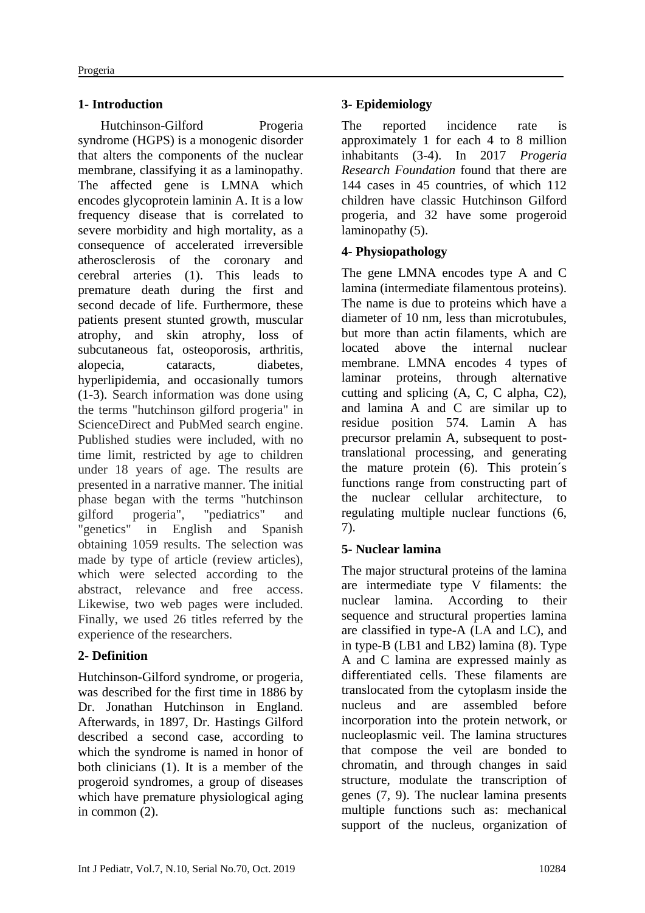## 1- Introduction

Hutchinson-Gilford Progeria syndrome (HGPS) is a monogenic disorder that alters the components of the nuclear membrane, classifying it as a laminopathy. The affected gene is LMNA which encodes glycoprotein laminin A. It is a low frequency disease that is correlated to severe morbidity and high mortality, as a consequence of accelerated irreversible atherosclerosis of the coronary and cerebral arteries (1). This leads to premature death during the first and second decade of life. Furthermore, these patients present stunted growth, muscular atrophy, and skin atrophy, loss of subcutaneous fat, osteoporosis, arthritis, alopecia, cataracts, diabetes, hyperlipidemia, and occasionally tumors (1-3). Search information was done using the terms "hutchinson gilford progeria" in ScienceDirect and PubMed search engine. Published studies were included, with no time limit, restricted by age to children under 18 years of age. The results are presented in a narrative manner. The initial phase began with the terms "hutchinson gilford progeria", "pediatrics" and "genetics" in English and Spanish obtaining 1059 results. The selection was made by type of article (review articles), which were selected according to the abstract, relevance and free access. Likewise, two web pages were included. Finally, we used 26 titles referred by the experience of the researchers.

## 2- Definition

Hutchinson-Gilford syndrome, or progeria, was described for the first time in 1886 by Dr. Jonathan Hutchinson in England. Afterwards, in 1897, Dr. Hastings Gilford described a second case, according to which the syndrome is named in honor of both clinicians (1). It is a member of the progeroid syndromes, a group of diseases which have premature physiological aging in common (2).

## 3- Epidemiology

The reported incidence rate is approximately 1 for each 4 to 8 million inhabitants (3-4). In 2017 *Progeria Research Foundation* found that there are 144 cases in 45 countries, of which 112 children have classic Hutchinson Gilford progeria, and 32 have some progeroid laminopathy (5).

## 4- Physiopathology

The gene LMNA encodes type A and C lamina (intermediate filamentous proteins). The name is due to proteins which have a diameter of 10 nm, less than microtubules, but more than actin filaments, which are located above the internal nuclear membrane. LMNA encodes 4 types of laminar proteins, through alternative cutting and splicing (A, C, C alpha, C2), and lamina A and C are similar up to residue position 574. Lamin A has precursor prelamin A, subsequent to post-translational processing, and generating the mature protein (6). This protein´s functions range from constructing part of the nuclear cellular architecture, to regulating multiple nuclear functions (6, 7).

## 5- Nuclear lamina

The major structural proteins of the lamina are intermediate type V filaments: the nuclear lamina. According to their sequence and structural properties lamina are classified in type-A (LA and LC), and in type-B (LB1 and LB2) lamina (8). Type A and C lamina are expressed mainly as differentiated cells. These filaments are translocated from the cytoplasm inside the nucleus and are assembled before incorporation into the protein network, or nucleoplasmic veil. The lamina structures that compose the veil are bonded to chromatin, and through changes in said structure, modulate the transcription of genes (7, 9). The nuclear lamina presents multiple functions such as: mechanical support of the nucleus, organization of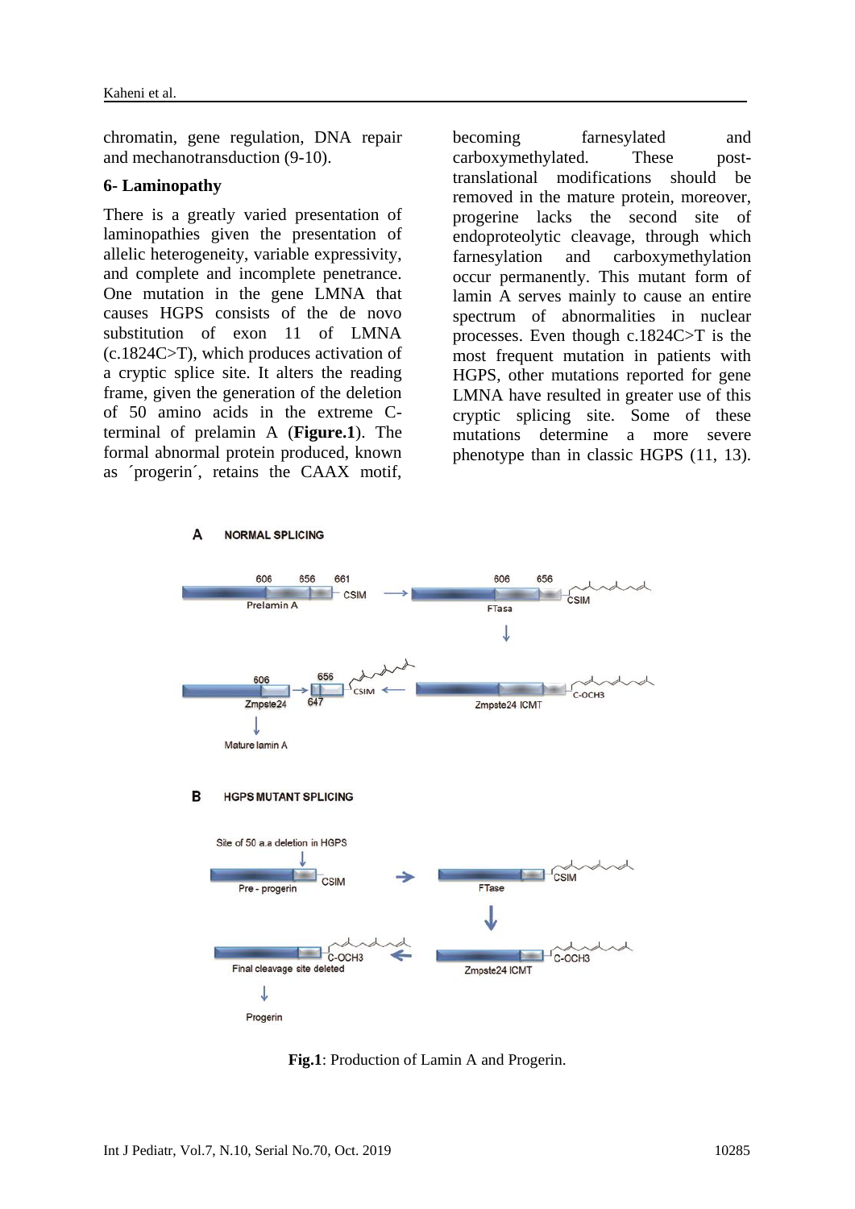chromatin, gene regulation, DNA repair and mechanotransduction (9-10).

**6- Laminopathy**

There is a greatly varied presentation of laminopathies given the presentation of allelic heterogeneity, variable expressivity, and complete and incomplete penetrance. One mutation in the gene LMNA that causes HGPS consists of the de novo substitution of exon 11 of LMNA (c.1824C>T), which produces activation of a cryptic splice site. It alters the reading frame, given the generation of the deletion of 50 amino acids in the extreme C-terminal of prelamin A (**Figure.1**). The formal abnormal protein produced, known as ´progerin´, retains the CAAX motif, becoming farnesylated and carboxymethylated. These post-translational modifications should be removed in the mature protein, moreover, progerine lacks the second site of endoproteolytic cleavage, through which farnesylation and carboxymethylation occur permanently. This mutant form of lamin A serves mainly to cause an entire spectrum of abnormalities in nuclear processes. Even though c.1824C>T is the most frequent mutation in patients with HGPS, other mutations reported for gene LMNA have resulted in greater use of this cryptic splicing site. Some of these mutations determine a more severe phenotype than in classic HGPS (11, 13).

**Fig.1**: Production of Lamin A and Progerin.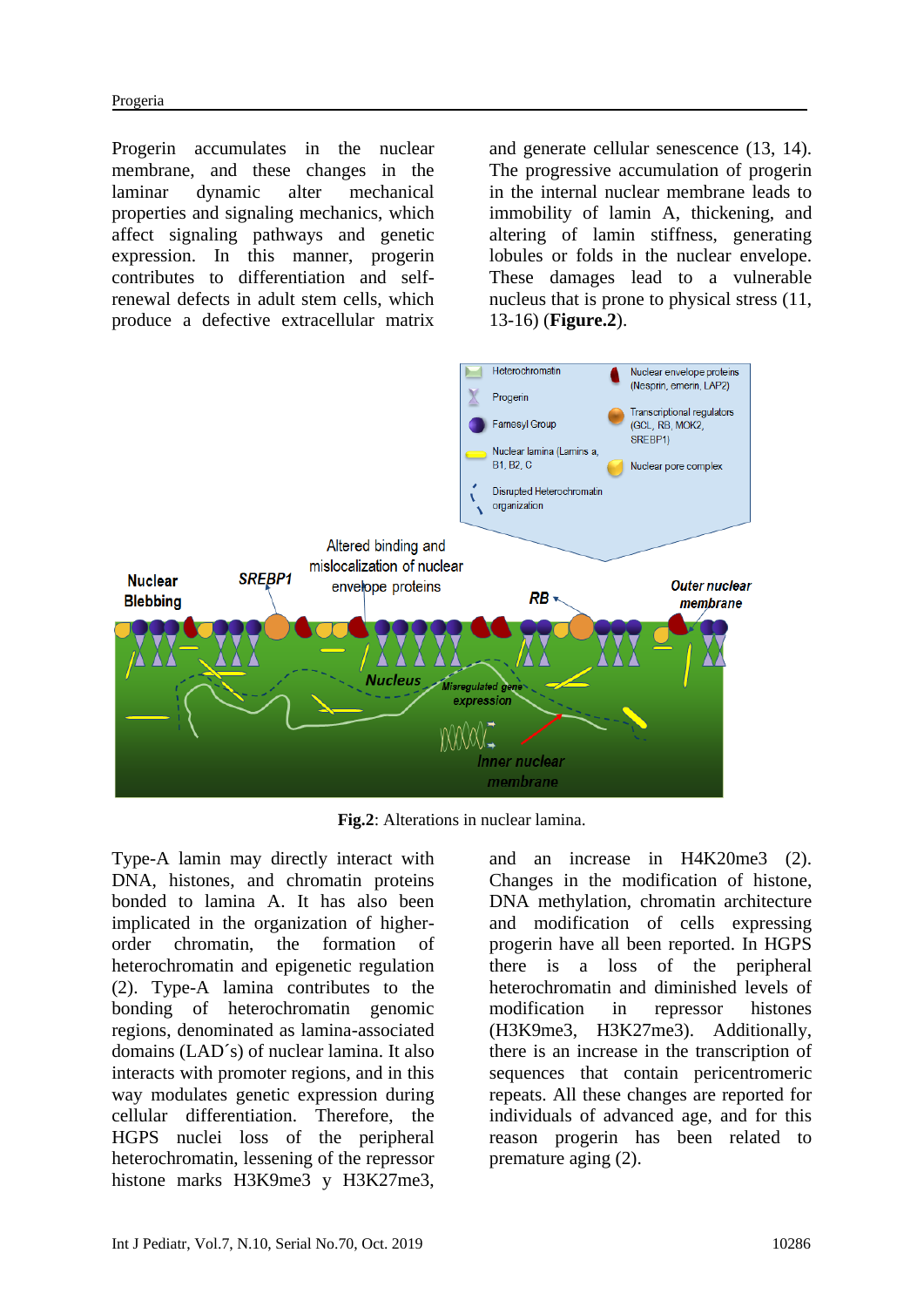Progerin accumulates in the nuclear membrane, and these changes in the laminar dynamic alter mechanical properties and signaling mechanics, which affect signaling pathways and genetic expression. In this manner, progerin contributes to differentiation and self-renewal defects in adult stem cells, which produce a defective extracellular matrix and generate cellular senescence (13, 14). The progressive accumulation of progerin in the internal nuclear membrane leads to immobility of lamin A, thickening, and altering of lamin stiffness, generating lobules or folds in the nuclear envelope. These damages lead to a vulnerable nucleus that is prone to physical stress (11, 13-16) (**Figure.2**).

**Fig.2**: Alterations in nuclear lamina.

Type-A lamin may directly interact with DNA, histones, and chromatin proteins bonded to lamina A. It has also been implicated in the organization of higher-order chromatin, the formation of heterochromatin and epigenetic regulation (2). Type-A lamina contributes to the bonding of heterochromatin genomic regions, denominated as lamina-associated domains (LAD´s) of nuclear lamina. It also interacts with promoter regions, and in this way modulates genetic expression during cellular differentiation. Therefore, the HGPS nuclei loss of the peripheral heterochromatin, lessening of the repressor histone marks H3K9me3 y H3K27me3, and an increase in H4K20me3 (2). Changes in the modification of histone, DNA methylation, chromatin architecture and modification of cells expressing progerin have all been reported. In HGPS there is a loss of the peripheral heterochromatin and diminished levels of modification in repressor histones (H3K9me3, H3K27me3). Additionally, there is an increase in the transcription of sequences that contain pericentromeric repeats. All these changes are reported for individuals of advanced age, and for this reason progerin has been related to premature aging (2).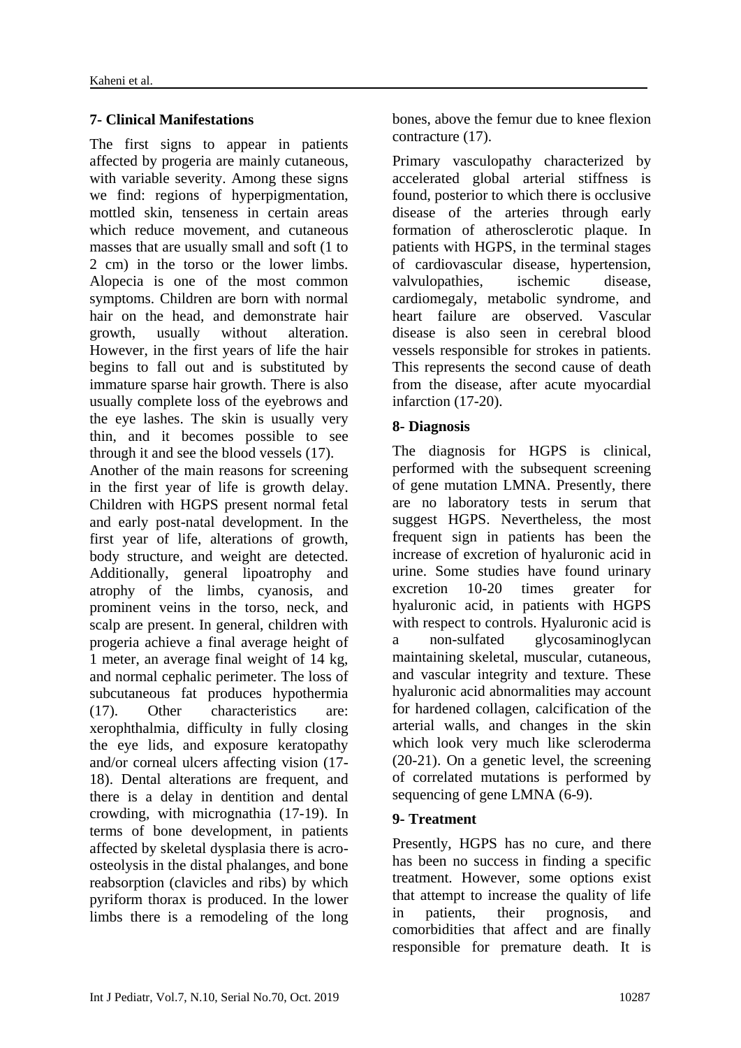### 7- Clinical Manifestations

The first signs to appear in patients affected by progeria are mainly cutaneous, with variable severity. Among these signs we find: regions of hyperpigmentation, mottled skin, tenseness in certain areas which reduce movement, and cutaneous masses that are usually small and soft (1 to 2 cm) in the torso or the lower limbs. Alopecia is one of the most common symptoms. Children are born with normal hair on the head, and demonstrate hair growth, usually without alteration. However, in the first years of life the hair begins to fall out and is substituted by immature sparse hair growth. There is also usually complete loss of the eyebrows and the eye lashes. The skin is usually very thin, and it becomes possible to see through it and see the blood vessels (17).

Another of the main reasons for screening in the first year of life is growth delay. Children with HGPS present normal fetal and early post-natal development. In the first year of life, alterations of growth, body structure, and weight are detected. Additionally, general lipoatrophy and atrophy of the limbs, cyanosis, and prominent veins in the torso, neck, and scalp are present. In general, children with progeria achieve a final average height of 1 meter, an average final weight of 14 kg, and normal cephalic perimeter. The loss of subcutaneous fat produces hypothermia (17). Other characteristics are: xerophthalmia, difficulty in fully closing the eye lids, and exposure keratopathy and/or corneal ulcers affecting vision (17-18). Dental alterations are frequent, and there is a delay in dentition and dental crowding, with micrognathia (17-19). In terms of bone development, in patients affected by skeletal dysplasia there is acro-osteolysis in the distal phalanges, and bone reabsorption (clavicles and ribs) by which pyriform thorax is produced. In the lower limbs there is a remodeling of the long bones, above the femur due to knee flexion contracture (17).

Primary vasculopathy characterized by accelerated global arterial stiffness is found, posterior to which there is occlusive disease of the arteries through early formation of atherosclerotic plaque. In patients with HGPS, in the terminal stages of cardiovascular disease, hypertension, valvulopathies, ischemic disease, cardiomegaly, metabolic syndrome, and heart failure are observed. Vascular disease is also seen in cerebral blood vessels responsible for strokes in patients. This represents the second cause of death from the disease, after acute myocardial infarction (17-20).

### 8- Diagnosis

The diagnosis for HGPS is clinical, performed with the subsequent screening of gene mutation LMNA. Presently, there are no laboratory tests in serum that suggest HGPS. Nevertheless, the most frequent sign in patients has been the increase of excretion of hyaluronic acid in urine. Some studies have found urinary excretion 10-20 times greater for hyaluronic acid, in patients with HGPS with respect to controls. Hyaluronic acid is a non-sulfated glycosaminoglycan maintaining skeletal, muscular, cutaneous, and vascular integrity and texture. These hyaluronic acid abnormalities may account for hardened collagen, calcification of the arterial walls, and changes in the skin which look very much like scleroderma (20-21). On a genetic level, the screening of correlated mutations is performed by sequencing of gene LMNA (6-9).

### 9- Treatment

Presently, HGPS has no cure, and there has been no success in finding a specific treatment. However, some options exist that attempt to increase the quality of life in patients, their prognosis, and comorbidities that affect and are finally responsible for premature death. It is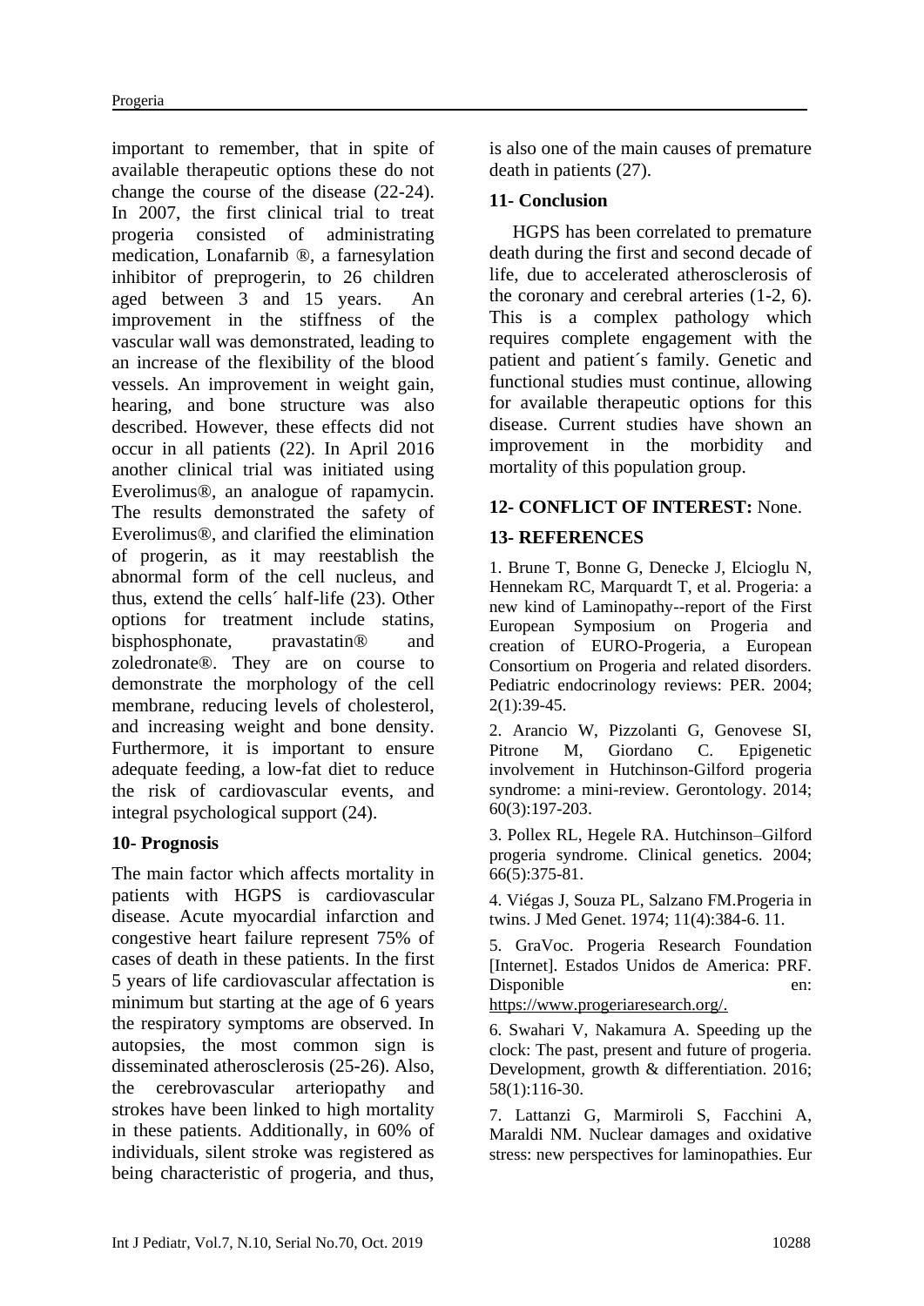important to remember, that in spite of available therapeutic options these do not change the course of the disease (22-24). In 2007, the first clinical trial to treat progeria consisted of administrating medication, Lonafarnib ®, a farnesylation inhibitor of preprogerin, to 26 children aged between 3 and 15 years. An improvement in the stiffness of the vascular wall was demonstrated, leading to an increase of the flexibility of the blood vessels. An improvement in weight gain, hearing, and bone structure was also described. However, these effects did not occur in all patients (22). In April 2016 another clinical trial was initiated using Everolimus®, an analogue of rapamycin. The results demonstrated the safety of Everolimus®, and clarified the elimination of progerin, as it may reestablish the abnormal form of the cell nucleus, and thus, extend the cells´ half-life (23). Other options for treatment include statins, bisphosphonate, pravastatin® and zoledronate®. They are on course to demonstrate the morphology of the cell membrane, reducing levels of cholesterol, and increasing weight and bone density. Furthermore, it is important to ensure adequate feeding, a low-fat diet to reduce the risk of cardiovascular events, and integral psychological support (24).

## 10- Prognosis

The main factor which affects mortality in patients with HGPS is cardiovascular disease. Acute myocardial infarction and congestive heart failure represent 75% of cases of death in these patients. In the first 5 years of life cardiovascular affectation is minimum but starting at the age of 6 years the respiratory symptoms are observed. In autopsies, the most common sign is disseminated atherosclerosis (25-26). Also, the cerebrovascular arteriopathy and strokes have been linked to high mortality in these patients. Additionally, in 60% of individuals, silent stroke was registered as being characteristic of progeria, and thus, is also one of the main causes of premature death in patients (27).

## 11- Conclusion

HGPS has been correlated to premature death during the first and second decade of life, due to accelerated atherosclerosis of the coronary and cerebral arteries (1-2, 6). This is a complex pathology which requires complete engagement with the patient and patient´s family. Genetic and functional studies must continue, allowing for available therapeutic options for this disease. Current studies have shown an improvement in the morbidity and mortality of this population group.

## 12- CONFLICT OF INTEREST: None.

## 13- REFERENCES

1. Brune T, Bonne G, Denecke J, Elcioglu N, Hennekam RC, Marquardt T, et al. Progeria: a new kind of Laminopathy--report of the First European Symposium on Progeria and creation of EURO-Progeria, a European Consortium on Progeria and related disorders. Pediatric endocrinology reviews: PER. 2004; 2(1):39-45.

2. Arancio W, Pizzolanti G, Genovese SI, Pitrone M, Giordano C. Epigenetic involvement in Hutchinson-Gilford progeria syndrome: a mini-review. Gerontology. 2014; 60(3):197-203.

3. Pollex RL, Hegele RA. Hutchinson–Gilford progeria syndrome. Clinical genetics. 2004; 66(5):375-81.

4. Viégas J, Souza PL, Salzano FM.Progeria in twins. J Med Genet. 1974; 11(4):384-6. 11.

5. GraVoc. Progeria Research Foundation [Internet]. Estados Unidos de America: PRF. Disponible en: https://www.progeriaresearch.org/.

6. Swahari V, Nakamura A. Speeding up the clock: The past, present and future of progeria. Development, growth & differentiation. 2016; 58(1):116-30.

7. Lattanzi G, Marmiroli S, Facchini A, Maraldi NM. Nuclear damages and oxidative stress: new perspectives for laminopathies. Eur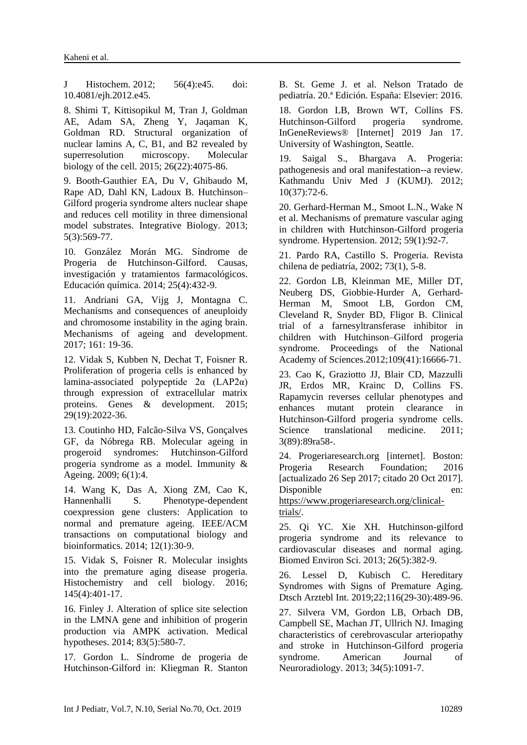J Histochem. 2012; 56(4):e45. doi: 10.4081/ejh.2012.e45.

8. Shimi T, Kittisopikul M, Tran J, Goldman AE, Adam SA, Zheng Y, Jaqaman K, Goldman RD. Structural organization of nuclear lamins A, C, B1, and B2 revealed by superresolution microscopy. Molecular biology of the cell. 2015; 26(22):4075-86.

9. Booth-Gauthier EA, Du V, Ghibaudo M, Rape AD, Dahl KN, Ladoux B. Hutchinson–Gilford progeria syndrome alters nuclear shape and reduces cell motility in three dimensional model substrates. Integrative Biology. 2013; 5(3):569-77.

10. González Morán MG. Síndrome de Progeria de Hutchinson-Gilford. Causas, investigación y tratamientos farmacológicos. Educación química. 2014; 25(4):432-9.

11. Andriani GA, Vijg J, Montagna C. Mechanisms and consequences of aneuploidy and chromosome instability in the aging brain. Mechanisms of ageing and development. 2017; 161: 19-36.

12. Vidak S, Kubben N, Dechat T, Foisner R. Proliferation of progeria cells is enhanced by lamina-associated polypeptide 2α (LAP2α) through expression of extracellular matrix proteins. Genes & development. 2015; 29(19):2022-36.

13. Coutinho HD, Falcão-Silva VS, Gonçalves GF, da Nóbrega RB. Molecular ageing in progeroid syndromes: Hutchinson-Gilford progeria syndrome as a model. Immunity & Ageing. 2009; 6(1):4.

14. Wang K, Das A, Xiong ZM, Cao K, Hannenhalli S. Phenotype-dependent coexpression gene clusters: Application to normal and premature ageing. IEEE/ACM transactions on computational biology and bioinformatics. 2014; 12(1):30-9.

15. Vidak S, Foisner R. Molecular insights into the premature aging disease progeria. Histochemistry and cell biology. 2016; 145(4):401-17.

16. Finley J. Alteration of splice site selection in the LMNA gene and inhibition of progerin production via AMPK activation. Medical hypotheses. 2014; 83(5):580-7.

17. Gordon L. Síndrome de progeria de Hutchinson-Gilford in: Kliegman R. Stanton B. St. Geme J. et al. Nelson Tratado de pediatría. 20.ª Edición. España: Elsevier: 2016.

18. Gordon LB, Brown WT, Collins FS. Hutchinson-Gilford progeria syndrome. InGeneReviews® [Internet] 2019 Jan 17. University of Washington, Seattle.

19. Saigal S., Bhargava A. Progeria: pathogenesis and oral manifestation--a review. Kathmandu Univ Med J (KUMJ). 2012; 10(37):72-6.

20. Gerhard-Herman M., Smoot L.N., Wake N et al. Mechanisms of premature vascular aging in children with Hutchinson-Gilford progeria syndrome. Hypertension. 2012; 59(1):92-7.

21. Pardo RA, Castillo S. Progeria. Revista chilena de pediatría, 2002; 73(1), 5-8.

22. Gordon LB, Kleinman ME, Miller DT, Neuberg DS, Giobbie-Hurder A, Gerhard-Herman M, Smoot LB, Gordon CM, Cleveland R, Snyder BD, Fligor B. Clinical trial of a farnesyltransferase inhibitor in children with Hutchinson–Gilford progeria syndrome. Proceedings of the National Academy of Sciences.2012;109(41):16666-71.

23. Cao K, Graziotto JJ, Blair CD, Mazzulli JR, Erdos MR, Krainc D, Collins FS. Rapamycin reverses cellular phenotypes and enhances mutant protein clearance in Hutchinson-Gilford progeria syndrome cells. Science translational medicine. 2011; 3(89):89ra58-.

24. Progeriaresearch.org [internet]. Boston: Progeria Research Foundation; 2016 [actualizado 26 Sep 2017; citado 20 Oct 2017]. Disponible en: https://www.progeriaresearch.org/clinical-trials/.

25. Qi YC. Xie XH. Hutchinson-gilford progeria syndrome and its relevance to cardiovascular diseases and normal aging. Biomed Environ Sci. 2013; 26(5):382-9.

26. Lessel D, Kubisch C. Hereditary Syndromes with Signs of Premature Aging. Dtsch Arztebl Int. 2019;22;116(29-30):489-96.

27. Silvera VM, Gordon LB, Orbach DB, Campbell SE, Machan JT, Ullrich NJ. Imaging characteristics of cerebrovascular arteriopathy and stroke in Hutchinson-Gilford progeria syndrome. American Journal of Neuroradiology. 2013; 34(5):1091-7.